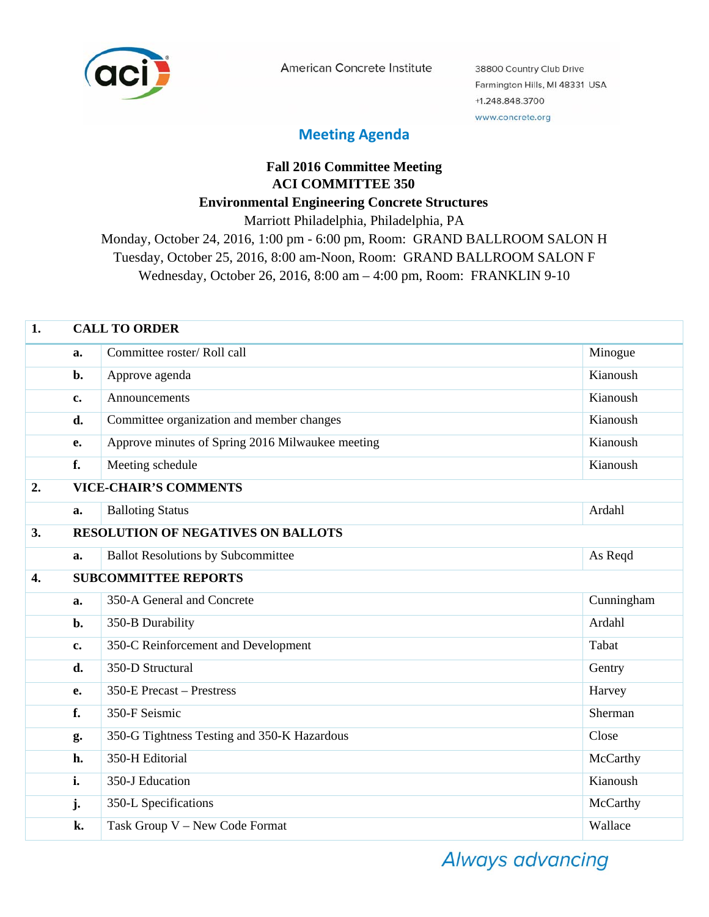American Concrete Institute

38800 Country Club Drive
Farmington Hills, MI 48331 USA
+1.248.848.3700
www.concrete.org

# Meeting Agenda

**Fall 2016 Committee Meeting**
**ACI COMMITTEE 350**
**Environmental Engineering Concrete Structures**
Marriott Philadelphia, Philadelphia, PA
Monday, October 24, 2016, 1:00 pm - 6:00 pm, Room: GRAND BALLROOM SALON H
Tuesday, October 25, 2016, 8:00 am-Noon, Room: GRAND BALLROOM SALON F
Wednesday, October 26, 2016, 8:00 am – 4:00 pm, Room: FRANKLIN 9-10

| | | | |
|---|---|---|---|
| **1.** | **CALL TO ORDER** | | |
| | **a.** | Committee roster/ Roll call | Minogue |
| | **b.** | Approve agenda | Kianoush |
| | **c.** | Announcements | Kianoush |
| | **d.** | Committee organization and member changes | Kianoush |
| | **e.** | Approve minutes of Spring 2016 Milwaukee meeting | Kianoush |
| | **f.** | Meeting schedule | Kianoush |
| **2.** | **VICE-CHAIR'S COMMENTS** | | |
| | **a.** | Balloting Status | Ardahl |
| **3.** | **RESOLUTION OF NEGATIVES ON BALLOTS** | | |
| | **a.** | Ballot Resolutions by Subcommittee | As Reqd |
| **4.** | **SUBCOMMITTEE REPORTS** | | |
| | **a.** | 350-A General and Concrete | Cunningham |
| | **b.** | 350-B Durability | Ardahl |
| | **c.** | 350-C Reinforcement and Development | Tabat |
| | **d.** | 350-D Structural | Gentry |
| | **e.** | 350-E Precast – Prestress | Harvey |
| | **f.** | 350-F Seismic | Sherman |
| | **g.** | 350-G Tightness Testing and 350-K Hazardous | Close |
| | **h.** | 350-H Editorial | McCarthy |
| | **i.** | 350-J Education | Kianoush |
| | **j.** | 350-L Specifications | McCarthy |
| | **k.** | Task Group V – New Code Format | Wallace |

*Always advancing*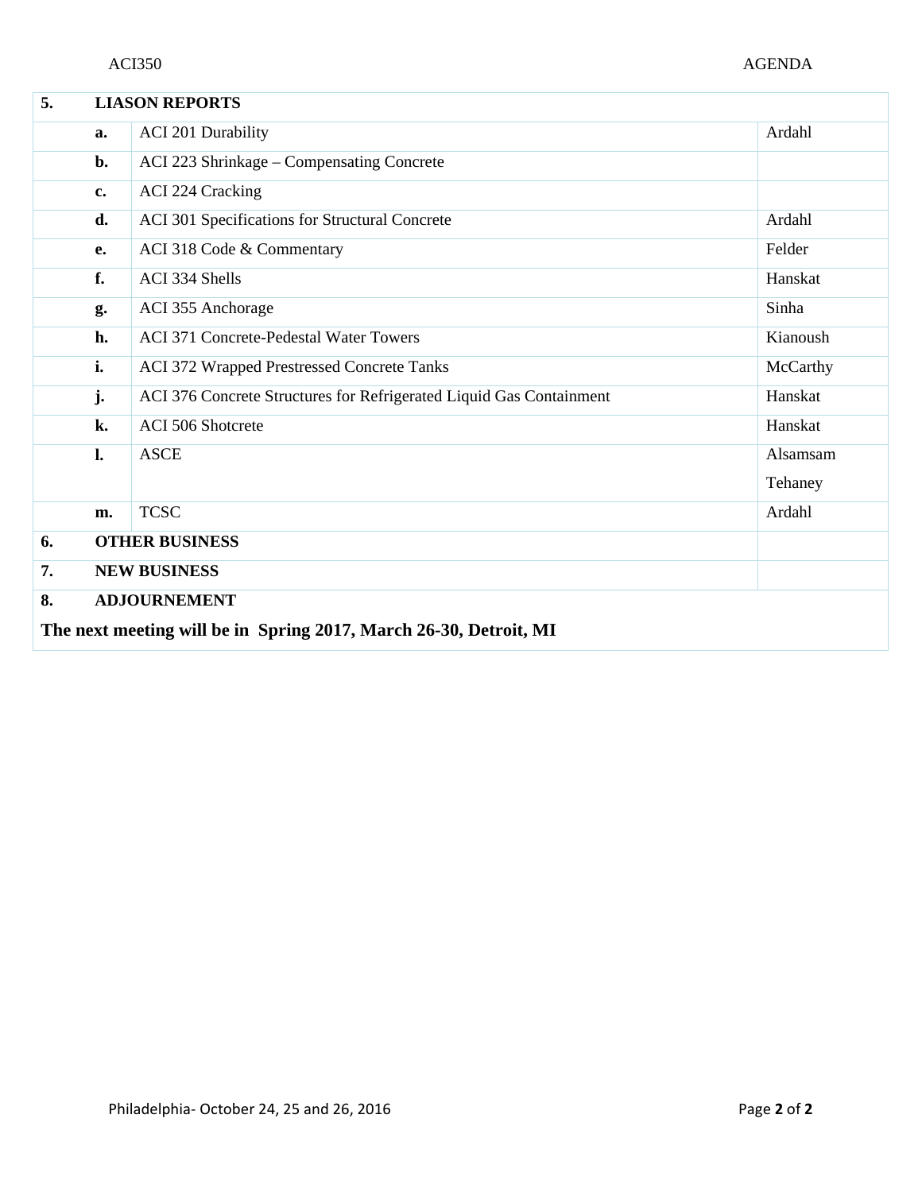| | | | |
|---|---|---|---|
| **5.** | **LIASON REPORTS** | | |
| | **a.** | ACI 201 Durability | Ardahl |
| | **b.** | ACI 223 Shrinkage – Compensating Concrete | |
| | **c.** | ACI 224 Cracking | |
| | **d.** | ACI 301 Specifications for Structural Concrete | Ardahl |
| | **e.** | ACI 318 Code & Commentary | Felder |
| | **f.** | ACI 334 Shells | Hanskat |
| | **g.** | ACI 355 Anchorage | Sinha |
| | **h.** | ACI 371 Concrete-Pedestal Water Towers | Kianoush |
| | **i.** | ACI 372 Wrapped Prestressed Concrete Tanks | McCarthy |
| | **j.** | ACI 376 Concrete Structures for Refrigerated Liquid Gas Containment | Hanskat |
| | **k.** | ACI 506 Shotcrete | Hanskat |
| | **l.** | ASCE | Alsamsam<br>Tehaney |
| | **m.** | TCSC | Ardahl |
| **6.** | **OTHER BUSINESS** | | |
| **7.** | **NEW BUSINESS** | | |
| **8.** | **ADJOURNEMENT** | | |

**The next meeting will be in Spring 2017, March 26-30, Detroit, MI**